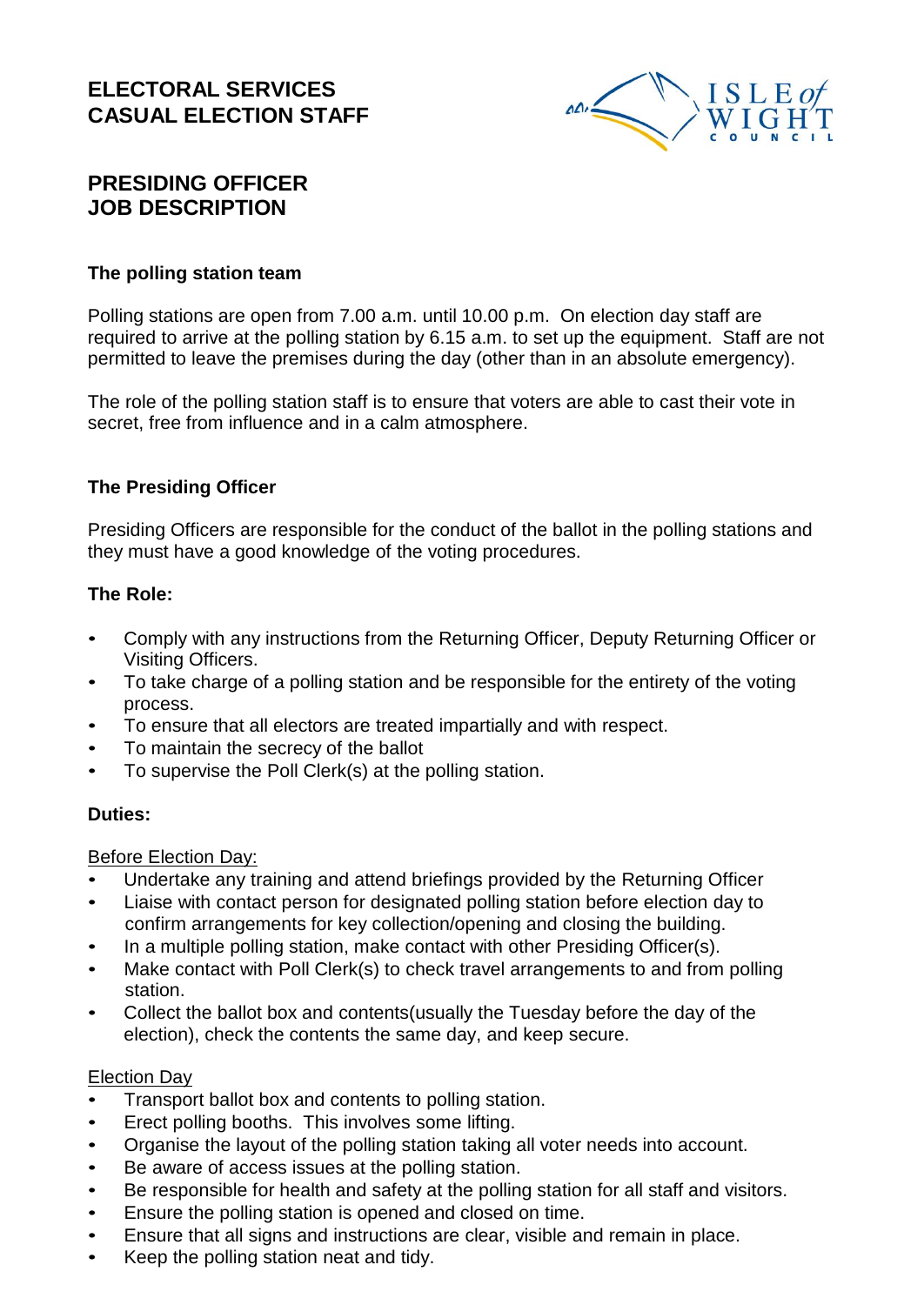# ELECTORAL SERVICES
# CASUAL ELECTION STAFF

## PRESIDING OFFICER
## JOB DESCRIPTION

### The polling station team

Polling stations are open from 7.00 a.m. until 10.00 p.m. On election day staff are required to arrive at the polling station by 6.15 a.m. to set up the equipment. Staff are not permitted to leave the premises during the day (other than in an absolute emergency).

The role of the polling station staff is to ensure that voters are able to cast their vote in secret, free from influence and in a calm atmosphere.

### The Presiding Officer

Presiding Officers are responsible for the conduct of the ballot in the polling stations and they must have a good knowledge of the voting procedures.

**The Role:**

- Comply with any instructions from the Returning Officer, Deputy Returning Officer or Visiting Officers.
- To take charge of a polling station and be responsible for the entirety of the voting process.
- To ensure that all electors are treated impartially and with respect.
- To maintain the secrecy of the ballot
- To supervise the Poll Clerk(s) at the polling station.

**Duties:**

<u>Before Election Day:</u>

- Undertake any training and attend briefings provided by the Returning Officer
- Liaise with contact person for designated polling station before election day to confirm arrangements for key collection/opening and closing the building.
- In a multiple polling station, make contact with other Presiding Officer(s).
- Make contact with Poll Clerk(s) to check travel arrangements to and from polling station.
- Collect the ballot box and contents(usually the Tuesday before the day of the election), check the contents the same day, and keep secure.

<u>Election Day</u>

- Transport ballot box and contents to polling station.
- Erect polling booths. This involves some lifting.
- Organise the layout of the polling station taking all voter needs into account.
- Be aware of access issues at the polling station.
- Be responsible for health and safety at the polling station for all staff and visitors.
- Ensure the polling station is opened and closed on time.
- Ensure that all signs and instructions are clear, visible and remain in place.
- Keep the polling station neat and tidy.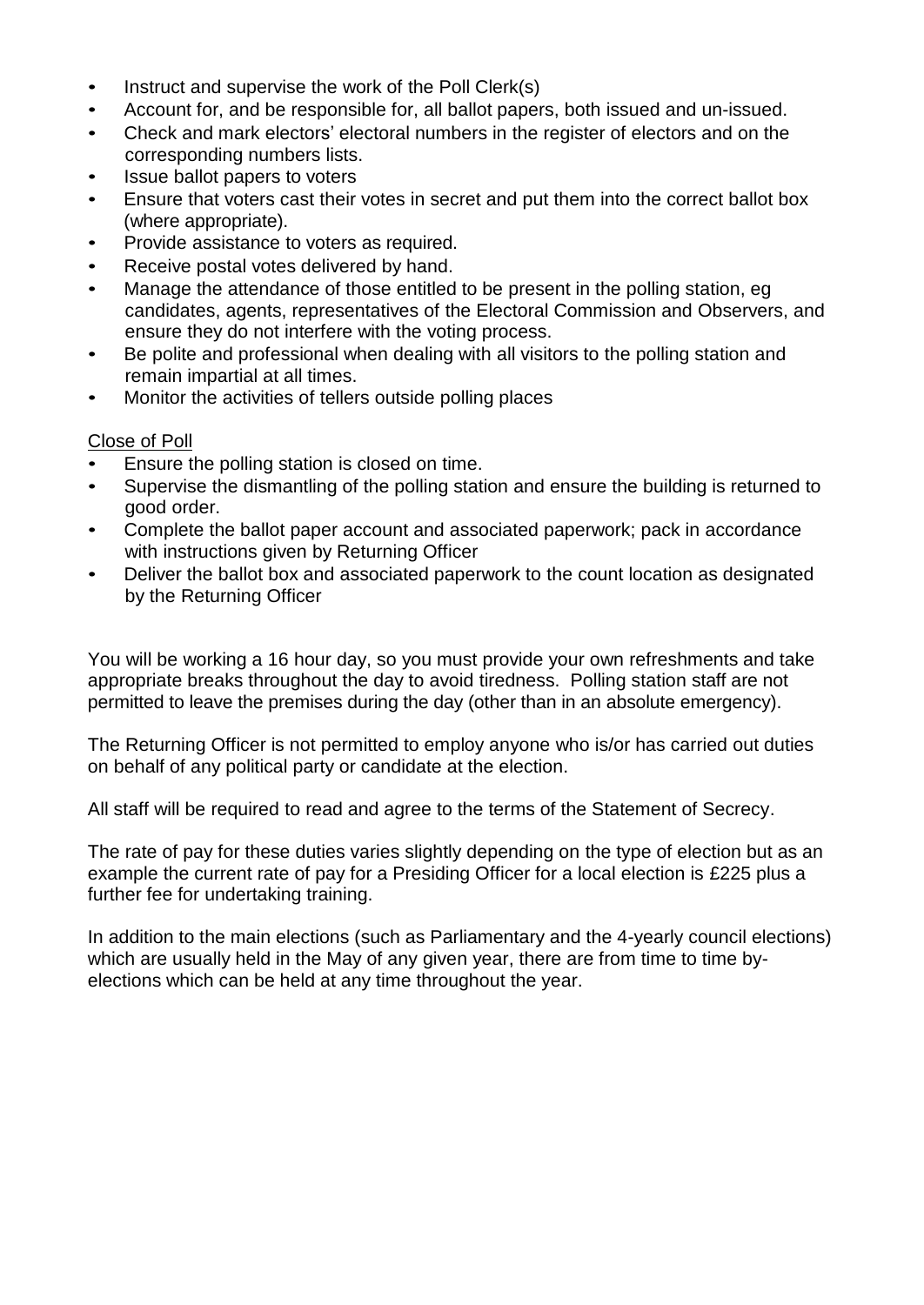- Instruct and supervise the work of the Poll Clerk(s)
- Account for, and be responsible for, all ballot papers, both issued and un-issued.
- Check and mark electors' electoral numbers in the register of electors and on the corresponding numbers lists.
- Issue ballot papers to voters
- Ensure that voters cast their votes in secret and put them into the correct ballot box (where appropriate).
- Provide assistance to voters as required.
- Receive postal votes delivered by hand.
- Manage the attendance of those entitled to be present in the polling station, eg candidates, agents, representatives of the Electoral Commission and Observers, and ensure they do not interfere with the voting process.
- Be polite and professional when dealing with all visitors to the polling station and remain impartial at all times.
- Monitor the activities of tellers outside polling places

<u>Close of Poll</u>

- Ensure the polling station is closed on time.
- Supervise the dismantling of the polling station and ensure the building is returned to good order.
- Complete the ballot paper account and associated paperwork; pack in accordance with instructions given by Returning Officer
- Deliver the ballot box and associated paperwork to the count location as designated by the Returning Officer

You will be working a 16 hour day, so you must provide your own refreshments and take appropriate breaks throughout the day to avoid tiredness. Polling station staff are not permitted to leave the premises during the day (other than in an absolute emergency).

The Returning Officer is not permitted to employ anyone who is/or has carried out duties on behalf of any political party or candidate at the election.

All staff will be required to read and agree to the terms of the Statement of Secrecy.

The rate of pay for these duties varies slightly depending on the type of election but as an example the current rate of pay for a Presiding Officer for a local election is £225 plus a further fee for undertaking training.

In addition to the main elections (such as Parliamentary and the 4-yearly council elections) which are usually held in the May of any given year, there are from time to time by-elections which can be held at any time throughout the year.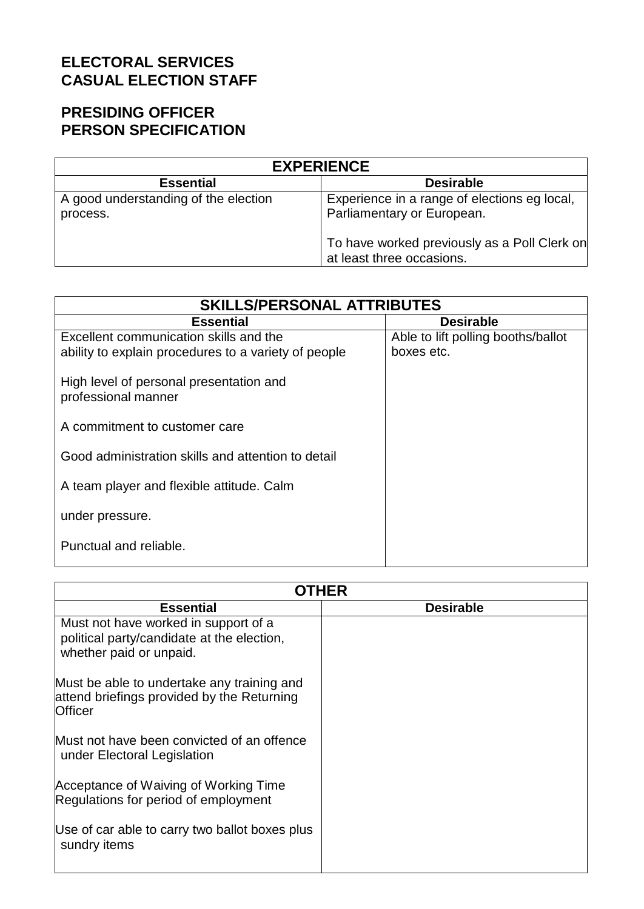**ELECTORAL SERVICES**
**CASUAL ELECTION STAFF**

**PRESIDING OFFICER**
**PERSON SPECIFICATION**

| EXPERIENCE | |
|---|---|
| **Essential** | **Desirable** |
| A good understanding of the election process. | Experience in a range of elections eg local, Parliamentary or European.<br><br>To have worked previously as a Poll Clerk on at least three occasions. |

| SKILLS/PERSONAL ATTRIBUTES | |
|---|---|
| **Essential** | **Desirable** |
| Excellent communication skills and the ability to explain procedures to a variety of people<br><br>High level of personal presentation and professional manner<br><br>A commitment to customer care<br><br>Good administration skills and attention to detail<br><br>A team player and flexible attitude. Calm<br><br>under pressure.<br><br>Punctual and reliable. | Able to lift polling booths/ballot boxes etc. |

| OTHER | |
|---|---|
| **Essential** | **Desirable** |
| Must not have worked in support of a political party/candidate at the election, whether paid or unpaid.<br><br>Must be able to undertake any training and attend briefings provided by the Returning Officer<br><br>Must not have been convicted of an offence under Electoral Legislation<br><br>Acceptance of Waiving of Working Time Regulations for period of employment<br><br>Use of car able to carry two ballot boxes plus sundry items | |